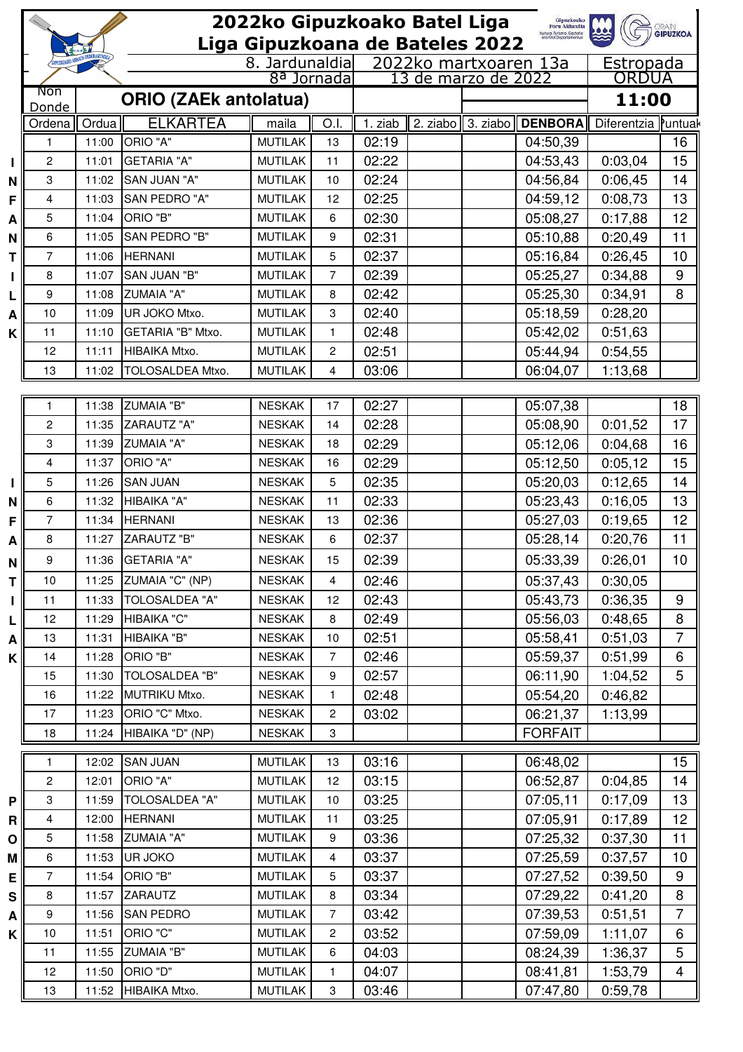# 2022ko Gipuzkoako Batel Liga
# Liga Gipuzkoana de Bateles 2022

| 8. Jardunaldia / 8ª Jornada | 2022ko martxoaren 13a / 13 de marzo de 2022 | Estropada ORDUA |
|---|---|---|
| Non / Donde: **ORIO (ZAEk antolatua)** | | **11:00** |

## INFANTIL

| Ordena | Ordua | ELKARTEA | maila | O.I. | 1. ziab | 2. ziabo | 3. ziabo | DENBORA | Diferentzia | Puntuak |
|---|---|---|---|---|---|---|---|---|---|---|
| 1 | 11:00 | ORIO "A" | MUTILAK | 13 | 02:19 | | | 04:50,39 | | 16 |
| 2 | 11:01 | GETARIA "A" | MUTILAK | 11 | 02:22 | | | 04:53,43 | 0:03,04 | 15 |
| 3 | 11:02 | SAN JUAN "A" | MUTILAK | 10 | 02:24 | | | 04:56,84 | 0:06,45 | 14 |
| 4 | 11:03 | SAN PEDRO "A" | MUTILAK | 12 | 02:25 | | | 04:59,12 | 0:08,73 | 13 |
| 5 | 11:04 | ORIO "B" | MUTILAK | 6 | 02:30 | | | 05:08,27 | 0:17,88 | 12 |
| 6 | 11:05 | SAN PEDRO "B" | MUTILAK | 9 | 02:31 | | | 05:10,88 | 0:20,49 | 11 |
| 7 | 11:06 | HERNANI | MUTILAK | 5 | 02:37 | | | 05:16,84 | 0:26,45 | 10 |
| 8 | 11:07 | SAN JUAN "B" | MUTILAK | 7 | 02:39 | | | 05:25,27 | 0:34,88 | 9 |
| 9 | 11:08 | ZUMAIA "A" | MUTILAK | 8 | 02:42 | | | 05:25,30 | 0:34,91 | 8 |
| 10 | 11:09 | UR JOKO Mtxo. | MUTILAK | 3 | 02:40 | | | 05:18,59 | 0:28,20 | |
| 11 | 11:10 | GETARIA "B" Mtxo. | MUTILAK | 1 | 02:48 | | | 05:42,02 | 0:51,63 | |
| 12 | 11:11 | HIBAIKA Mtxo. | MUTILAK | 2 | 02:51 | | | 05:44,94 | 0:54,55 | |
| 13 | 11:02 | TOLOSALDEA Mtxo. | MUTILAK | 4 | 03:06 | | | 06:04,07 | 1:13,68 | |

## INFANTILAK

| Ordena | Ordua | ELKARTEA | maila | O.I. | 1. ziab | 2. ziabo | 3. ziabo | DENBORA | Diferentzia | Puntuak |
|---|---|---|---|---|---|---|---|---|---|---|
| 1 | 11:38 | ZUMAIA "B" | NESKAK | 17 | 02:27 | | | 05:07,38 | | 18 |
| 2 | 11:35 | ZARAUTZ "A" | NESKAK | 14 | 02:28 | | | 05:08,90 | 0:01,52 | 17 |
| 3 | 11:39 | ZUMAIA "A" | NESKAK | 18 | 02:29 | | | 05:12,06 | 0:04,68 | 16 |
| 4 | 11:37 | ORIO "A" | NESKAK | 16 | 02:29 | | | 05:12,50 | 0:05,12 | 15 |
| 5 | 11:26 | SAN JUAN | NESKAK | 5 | 02:35 | | | 05:20,03 | 0:12,65 | 14 |
| 6 | 11:32 | HIBAIKA "A" | NESKAK | 11 | 02:33 | | | 05:23,43 | 0:16,05 | 13 |
| 7 | 11:34 | HERNANI | NESKAK | 13 | 02:36 | | | 05:27,03 | 0:19,65 | 12 |
| 8 | 11:27 | ZARAUTZ "B" | NESKAK | 6 | 02:37 | | | 05:28,14 | 0:20,76 | 11 |
| 9 | 11:36 | GETARIA "A" | NESKAK | 15 | 02:39 | | | 05:33,39 | 0:26,01 | 10 |
| 10 | 11:25 | ZUMAIA "C" (NP) | NESKAK | 4 | 02:46 | | | 05:37,43 | 0:30,05 | |
| 11 | 11:33 | TOLOSALDEA "A" | NESKAK | 12 | 02:43 | | | 05:43,73 | 0:36,35 | 9 |
| 12 | 11:29 | HIBAIKA "C" | NESKAK | 8 | 02:49 | | | 05:56,03 | 0:48,65 | 8 |
| 13 | 11:31 | HIBAIKA "B" | NESKAK | 10 | 02:51 | | | 05:58,41 | 0:51,03 | 7 |
| 14 | 11:28 | ORIO "B" | NESKAK | 7 | 02:46 | | | 05:59,37 | 0:51,99 | 6 |
| 15 | 11:30 | TOLOSALDEA "B" | NESKAK | 9 | 02:57 | | | 06:11,90 | 1:04,52 | 5 |
| 16 | 11:22 | MUTRIKU Mtxo. | NESKAK | 1 | 02:48 | | | 05:54,20 | 0:46,82 | |
| 17 | 11:23 | ORIO "C" Mtxo. | NESKAK | 2 | 03:02 | | | 06:21,37 | 1:13,99 | |
| 18 | 11:24 | HIBAIKA "D" (NP) | NESKAK | 3 | | | | FORFAIT | | |

## PROMESAK

| Ordena | Ordua | ELKARTEA | maila | O.I. | 1. ziab | 2. ziabo | 3. ziabo | DENBORA | Diferentzia | Puntuak |
|---|---|---|---|---|---|---|---|---|---|---|
| 1 | 12:02 | SAN JUAN | MUTILAK | 13 | 03:16 | | | 06:48,02 | | 15 |
| 2 | 12:01 | ORIO "A" | MUTILAK | 12 | 03:15 | | | 06:52,87 | 0:04,85 | 14 |
| 3 | 11:59 | TOLOSALDEA "A" | MUTILAK | 10 | 03:25 | | | 07:05,11 | 0:17,09 | 13 |
| 4 | 12:00 | HERNANI | MUTILAK | 11 | 03:25 | | | 07:05,91 | 0:17,89 | 12 |
| 5 | 11:58 | ZUMAIA "A" | MUTILAK | 9 | 03:36 | | | 07:25,32 | 0:37,30 | 11 |
| 6 | 11:53 | UR JOKO | MUTILAK | 4 | 03:37 | | | 07:25,59 | 0:37,57 | 10 |
| 7 | 11:54 | ORIO "B" | MUTILAK | 5 | 03:37 | | | 07:27,52 | 0:39,50 | 9 |
| 8 | 11:57 | ZARAUTZ | MUTILAK | 8 | 03:34 | | | 07:29,22 | 0:41,20 | 8 |
| 9 | 11:56 | SAN PEDRO | MUTILAK | 7 | 03:42 | | | 07:39,53 | 0:51,51 | 7 |
| 10 | 11:51 | ORIO "C" | MUTILAK | 2 | 03:52 | | | 07:59,09 | 1:11,07 | 6 |
| 11 | 11:55 | ZUMAIA "B" | MUTILAK | 6 | 04:03 | | | 08:24,39 | 1:36,37 | 5 |
| 12 | 11:50 | ORIO "D" | MUTILAK | 1 | 04:07 | | | 08:41,81 | 1:53,79 | 4 |
| 13 | 11:52 | HIBAIKA Mtxo. | MUTILAK | 3 | 03:46 | | | 07:47,80 | 0:59,78 | |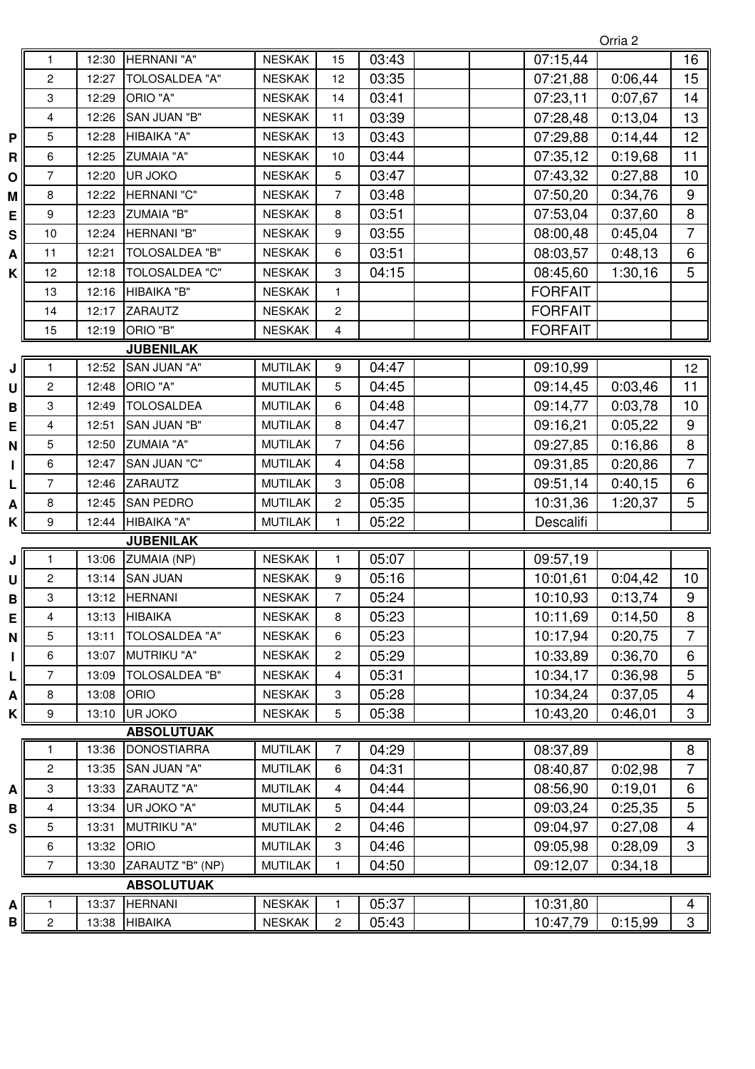| | | | | | | | | | | | |
|---|---|---|---|---|---|---|---|---|---|---|---|
| PROMESAK | 1 | 12:30 | HERNANI "A" | NESKAK | 15 | 03:43 | | | 07:15,44 | | 16 |
| | 2 | 12:27 | TOLOSALDEA "A" | NESKAK | 12 | 03:35 | | | 07:21,88 | 0:06,44 | 15 |
| | 3 | 12:29 | ORIO "A" | NESKAK | 14 | 03:41 | | | 07:23,11 | 0:07,67 | 14 |
| | 4 | 12:26 | SAN JUAN "B" | NESKAK | 11 | 03:39 | | | 07:28,48 | 0:13,04 | 13 |
| | 5 | 12:28 | HIBAIKA "A" | NESKAK | 13 | 03:43 | | | 07:29,88 | 0:14,44 | 12 |
| | 6 | 12:25 | ZUMAIA "A" | NESKAK | 10 | 03:44 | | | 07:35,12 | 0:19,68 | 11 |
| | 7 | 12:20 | UR JOKO | NESKAK | 5 | 03:47 | | | 07:43,32 | 0:27,88 | 10 |
| | 8 | 12:22 | HERNANI "C" | NESKAK | 7 | 03:48 | | | 07:50,20 | 0:34,76 | 9 |
| | 9 | 12:23 | ZUMAIA "B" | NESKAK | 8 | 03:51 | | | 07:53,04 | 0:37,60 | 8 |
| | 10 | 12:24 | HERNANI "B" | NESKAK | 9 | 03:55 | | | 08:00,48 | 0:45,04 | 7 |
| | 11 | 12:21 | TOLOSALDEA "B" | NESKAK | 6 | 03:51 | | | 08:03,57 | 0:48,13 | 6 |
| | 12 | 12:18 | TOLOSALDEA "C" | NESKAK | 3 | 04:15 | | | 08:45,60 | 1:30,16 | 5 |
| | 13 | 12:16 | HIBAIKA "B" | NESKAK | 1 | | | | FORFAIT | | |
| | 14 | 12:17 | ZARAUTZ | NESKAK | 2 | | | | FORFAIT | | |
| | 15 | 12:19 | ORIO "B" | NESKAK | 4 | | | | FORFAIT | | |
| | | | **JUBENILAK** | | | | | | | | |
| JUBENILAK | 1 | 12:52 | SAN JUAN "A" | MUTILAK | 9 | 04:47 | | | 09:10,99 | | 12 |
| | 2 | 12:48 | ORIO "A" | MUTILAK | 5 | 04:45 | | | 09:14,45 | 0:03,46 | 11 |
| | 3 | 12:49 | TOLOSALDEA | MUTILAK | 6 | 04:48 | | | 09:14,77 | 0:03,78 | 10 |
| | 4 | 12:51 | SAN JUAN "B" | MUTILAK | 8 | 04:47 | | | 09:16,21 | 0:05,22 | 9 |
| | 5 | 12:50 | ZUMAIA "A" | MUTILAK | 7 | 04:56 | | | 09:27,85 | 0:16,86 | 8 |
| | 6 | 12:47 | SAN JUAN "C" | MUTILAK | 4 | 04:58 | | | 09:31,85 | 0:20,86 | 7 |
| | 7 | 12:46 | ZARAUTZ | MUTILAK | 3 | 05:08 | | | 09:51,14 | 0:40,15 | 6 |
| | 8 | 12:45 | SAN PEDRO | MUTILAK | 2 | 05:35 | | | 10:31,36 | 1:20,37 | 5 |
| | 9 | 12:44 | HIBAIKA "A" | MUTILAK | 1 | 05:22 | | | Descalifi | | |
| | | | **JUBENILAK** | | | | | | | | |
| JUBENILAK | 1 | 13:06 | ZUMAIA (NP) | NESKAK | 1 | 05:07 | | | 09:57,19 | | |
| | 2 | 13:14 | SAN JUAN | NESKAK | 9 | 05:16 | | | 10:01,61 | 0:04,42 | 10 |
| | 3 | 13:12 | HERNANI | NESKAK | 7 | 05:24 | | | 10:10,93 | 0:13,74 | 9 |
| | 4 | 13:13 | HIBAIKA | NESKAK | 8 | 05:23 | | | 10:11,69 | 0:14,50 | 8 |
| | 5 | 13:11 | TOLOSALDEA "A" | NESKAK | 6 | 05:23 | | | 10:17,94 | 0:20,75 | 7 |
| | 6 | 13:07 | MUTRIKU "A" | NESKAK | 2 | 05:29 | | | 10:33,89 | 0:36,70 | 6 |
| | 7 | 13:09 | TOLOSALDEA "B" | NESKAK | 4 | 05:31 | | | 10:34,17 | 0:36,98 | 5 |
| | 8 | 13:08 | ORIO | NESKAK | 3 | 05:28 | | | 10:34,24 | 0:37,05 | 4 |
| | 9 | 13:10 | UR JOKO | NESKAK | 5 | 05:38 | | | 10:43,20 | 0:46,01 | 3 |
| | | | **ABSOLUTUAK** | | | | | | | | |
| ABS | 1 | 13:36 | DONOSTIARRA | MUTILAK | 7 | 04:29 | | | 08:37,89 | | 8 |
| | 2 | 13:35 | SAN JUAN "A" | MUTILAK | 6 | 04:31 | | | 08:40,87 | 0:02,98 | 7 |
| | 3 | 13:33 | ZARAUTZ "A" | MUTILAK | 4 | 04:44 | | | 08:56,90 | 0:19,01 | 6 |
| | 4 | 13:34 | UR JOKO "A" | MUTILAK | 5 | 04:44 | | | 09:03,24 | 0:25,35 | 5 |
| | 5 | 13:31 | MUTRIKU "A" | MUTILAK | 2 | 04:46 | | | 09:04,97 | 0:27,08 | 4 |
| | 6 | 13:32 | ORIO | MUTILAK | 3 | 04:46 | | | 09:05,98 | 0:28,09 | 3 |
| | 7 | 13:30 | ZARAUTZ "B" (NP) | MUTILAK | 1 | 04:50 | | | 09:12,07 | 0:34,18 | |
| | | | **ABSOLUTUAK** | | | | | | | | |
| AB | 1 | 13:37 | HERNANI | NESKAK | 1 | 05:37 | | | 10:31,80 | | 4 |
| | 2 | 13:38 | HIBAIKA | NESKAK | 2 | 05:43 | | | 10:47,79 | 0:15,99 | 3 |